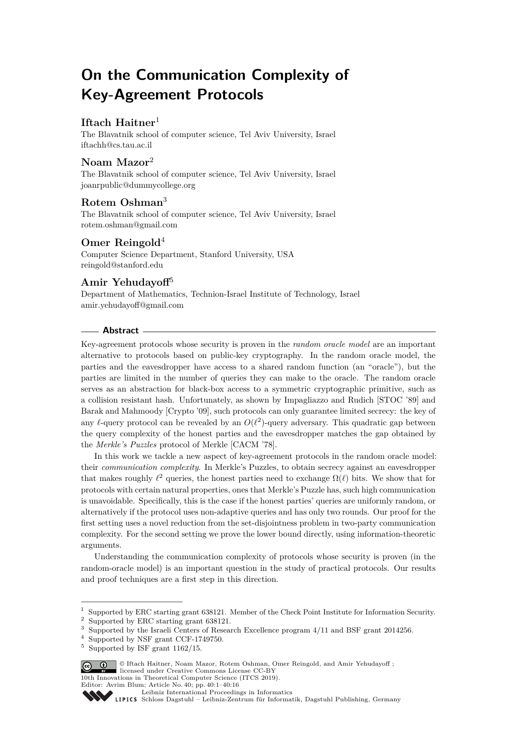# On the Communication Complexity of Key-Agreement Protocols

### Iftach Haitner[1]

The Blavatnik school of computer science, Tel Aviv University, Israel
iftachh@cs.tau.ac.il

### Noam Mazor[2]

The Blavatnik school of computer science, Tel Aviv University, Israel
joanrpublic@dummycollege.org

### Rotem Oshman[3]

The Blavatnik school of computer science, Tel Aviv University, Israel
rotem.oshman@gmail.com

### Omer Reingold[4]

Computer Science Department, Stanford University, USA
reingold@stanford.edu

### Amir Yehudayoff[5]

Department of Mathematics, Technion-Israel Institute of Technology, Israel
amir.yehudayoff@gmail.com

## Abstract

Key-agreement protocols whose security is proven in the *random oracle model* are an important alternative to protocols based on public-key cryptography. In the random oracle model, the parties and the eavesdropper have access to a shared random function (an "oracle"), but the parties are limited in the number of queries they can make to the oracle. The random oracle serves as an abstraction for black-box access to a symmetric cryptographic primitive, such as a collision resistant hash. Unfortunately, as shown by Impagliazzo and Rudich [STOC '89] and Barak and Mahmoody [Crypto '09], such protocols can only guarantee limited secrecy: the key of any $\ell$-query protocol can be revealed by an $O(\ell^2)$-query adversary. This quadratic gap between the query complexity of the honest parties and the eavesdropper matches the gap obtained by the *Merkle's Puzzles* protocol of Merkle [CACM '78].

In this work we tackle a new aspect of key-agreement protocols in the random oracle model: their *communication complexity*. In Merkle's Puzzles, to obtain secrecy against an eavesdropper that makes roughly $\ell^2$ queries, the honest parties need to exchange $\Omega(\ell)$ bits. We show that for protocols with certain natural properties, ones that Merkle's Puzzle has, such high communication is unavoidable. Specifically, this is the case if the honest parties' queries are uniformly random, or alternatively if the protocol uses non-adaptive queries and has only two rounds. Our proof for the first setting uses a novel reduction from the set-disjointness problem in two-party communication complexity. For the second setting we prove the lower bound directly, using information-theoretic arguments.

Understanding the communication complexity of protocols whose security is proven (in the random-oracle model) is an important question in the study of practical protocols. Our results and proof techniques are a first step in this direction.

---

[1] Supported by ERC starting grant 638121. Member of the Check Point Institute for Information Security.
[2] Supported by ERC starting grant 638121.
[3] Supported by the Israeli Centers of Research Excellence program 4/11 and BSF grant 2014256.
[4] Supported by NSF grant CCF-1749750.
[5] Supported by ISF grant 1162/15.

© Iftach Haitner, Noam Mazor, Rotem Oshman, Omer Reingold, and Amir Yehudayoff ; licensed under Creative Commons License CC-BY
10th Innovations in Theoretical Computer Science (ITCS 2019).
Editor: Avrim Blum; Article No. 40; pp. 40:1–40:16
Leibniz International Proceedings in Informatics
LIPICS Schloss Dagstuhl – Leibniz-Zentrum für Informatik, Dagstuhl Publishing, Germany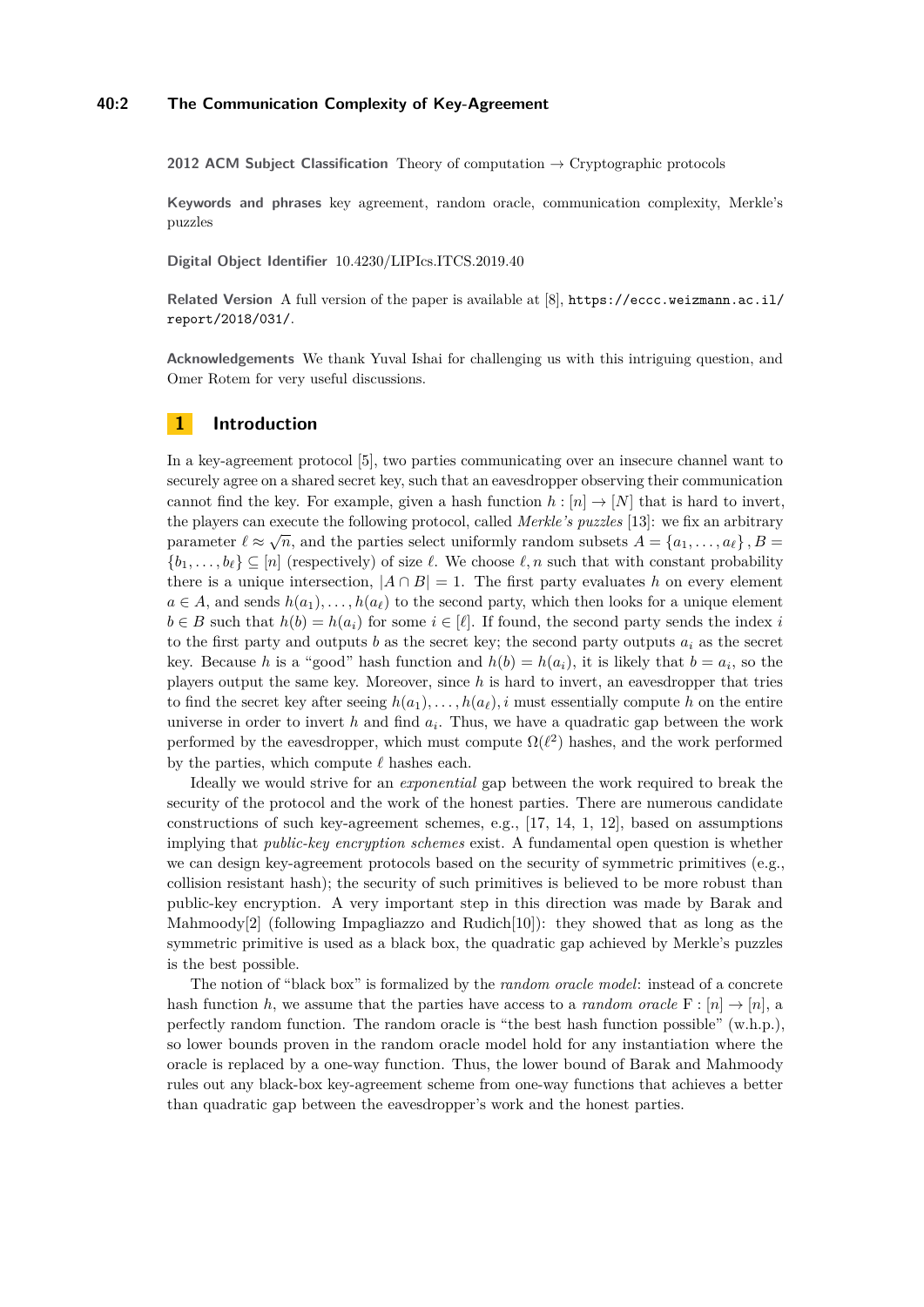**2012 ACM Subject Classification** Theory of computation → Cryptographic protocols

**Keywords and phrases** key agreement, random oracle, communication complexity, Merkle's puzzles

**Digital Object Identifier** 10.4230/LIPIcs.ITCS.2019.40

**Related Version** A full version of the paper is available at [8], https://eccc.weizmann.ac.il/report/2018/031/.

**Acknowledgements** We thank Yuval Ishai for challenging us with this intriguing question, and Omer Rotem for very useful discussions.

## 1 Introduction

In a key-agreement protocol [5], two parties communicating over an insecure channel want to securely agree on a shared secret key, such that an eavesdropper observing their communication cannot find the key. For example, given a hash function $h : [n] \to [N]$ that is hard to invert, the players can execute the following protocol, called *Merkle's puzzles* [13]: we fix an arbitrary parameter $\ell \approx \sqrt{n}$, and the parties select uniformly random subsets $A = \{a_1, \dots, a_\ell\}, B = \{b_1, \dots, b_\ell\} \subseteq [n]$ (respectively) of size $\ell$. We choose $\ell, n$ such that with constant probability there is a unique intersection, $|A \cap B| = 1$. The first party evaluates $h$ on every element $a \in A$, and sends $h(a_1), \dots, h(a_\ell)$ to the second party, which then looks for a unique element $b \in B$ such that $h(b) = h(a_i)$ for some $i \in [\ell]$. If found, the second party sends the index $i$ to the first party and outputs $b$ as the secret key; the second party outputs $a_i$ as the secret key. Because $h$ is a "good" hash function and $h(b) = h(a_i)$, it is likely that $b = a_i$, so the players output the same key. Moreover, since $h$ is hard to invert, an eavesdropper that tries to find the secret key after seeing $h(a_1), \dots, h(a_\ell), i$ must essentially compute $h$ on the entire universe in order to invert $h$ and find $a_i$. Thus, we have a quadratic gap between the work performed by the eavesdropper, which must compute $\Omega(\ell^2)$ hashes, and the work performed by the parties, which compute $\ell$ hashes each.

Ideally we would strive for an *exponential* gap between the work required to break the security of the protocol and the work of the honest parties. There are numerous candidate constructions of such key-agreement schemes, e.g., [17, 14, 1, 12], based on assumptions implying that *public-key encryption schemes* exist. A fundamental open question is whether we can design key-agreement protocols based on the security of symmetric primitives (e.g., collision resistant hash); the security of such primitives is believed to be more robust than public-key encryption. A very important step in this direction was made by Barak and Mahmoody[2] (following Impagliazzo and Rudich[10]): they showed that as long as the symmetric primitive is used as a black box, the quadratic gap achieved by Merkle's puzzles is the best possible.

The notion of "black box" is formalized by the *random oracle model*: instead of a concrete hash function $h$, we assume that the parties have access to a *random oracle* $\mathrm{F} : [n] \to [n]$, a perfectly random function. The random oracle is "the best hash function possible" (w.h.p.), so lower bounds proven in the random oracle model hold for any instantiation where the oracle is replaced by a one-way function. Thus, the lower bound of Barak and Mahmoody rules out any black-box key-agreement scheme from one-way functions that achieves a better than quadratic gap between the eavesdropper's work and the honest parties.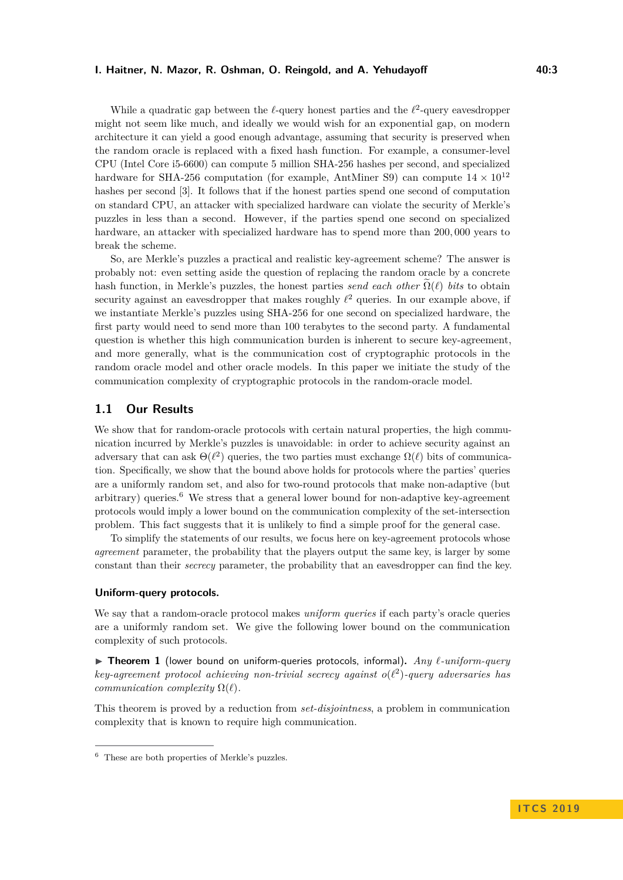While a quadratic gap between the $\ell$-query honest parties and the $\ell^2$-query eavesdropper might not seem like much, and ideally we would wish for an exponential gap, on modern architecture it can yield a good enough advantage, assuming that security is preserved when the random oracle is replaced with a fixed hash function. For example, a consumer-level CPU (Intel Core i5-6600) can compute 5 million SHA-256 hashes per second, and specialized hardware for SHA-256 computation (for example, AntMiner S9) can compute $14 \times 10^{12}$ hashes per second [3]. It follows that if the honest parties spend one second of computation on standard CPU, an attacker with specialized hardware can violate the security of Merkle's puzzles in less than a second. However, if the parties spend one second on specialized hardware, an attacker with specialized hardware has to spend more than 200,000 years to break the scheme.

So, are Merkle's puzzles a practical and realistic key-agreement scheme? The answer is probably not: even setting aside the question of replacing the random oracle by a concrete hash function, in Merkle's puzzles, the honest parties *send each other* $\widetilde{\Omega}(\ell)$ *bits* to obtain security against an eavesdropper that makes roughly $\ell^2$ queries. In our example above, if we instantiate Merkle's puzzles using SHA-256 for one second on specialized hardware, the first party would need to send more than 100 terabytes to the second party. A fundamental question is whether this high communication burden is inherent to secure key-agreement, and more generally, what is the communication cost of cryptographic protocols in the random oracle model and other oracle models. In this paper we initiate the study of the communication complexity of cryptographic protocols in the random-oracle model.

## 1.1 Our Results

We show that for random-oracle protocols with certain natural properties, the high communication incurred by Merkle's puzzles is unavoidable: in order to achieve security against an adversary that can ask $\Theta(\ell^2)$ queries, the two parties must exchange $\Omega(\ell)$ bits of communication. Specifically, we show that the bound above holds for protocols where the parties' queries are a uniformly random set, and also for two-round protocols that make non-adaptive (but arbitrary) queries.[6] We stress that a general lower bound for non-adaptive key-agreement protocols would imply a lower bound on the communication complexity of the set-intersection problem. This fact suggests that it is unlikely to find a simple proof for the general case.

To simplify the statements of our results, we focus here on key-agreement protocols whose *agreement* parameter, the probability that the players output the same key, is larger by some constant than their *secrecy* parameter, the probability that an eavesdropper can find the key.

### Uniform-query protocols.

We say that a random-oracle protocol makes *uniform queries* if each party's oracle queries are a uniformly random set. We give the following lower bound on the communication complexity of such protocols.

▶ **Theorem 1** (lower bound on uniform-queries protocols, informal). *Any $\ell$-uniform-query key-agreement protocol achieving non-trivial secrecy against $o(\ell^2)$-query adversaries has communication complexity $\Omega(\ell)$.*

This theorem is proved by a reduction from *set-disjointness*, a problem in communication complexity that is known to require high communication.

---

[6] These are both properties of Merkle's puzzles.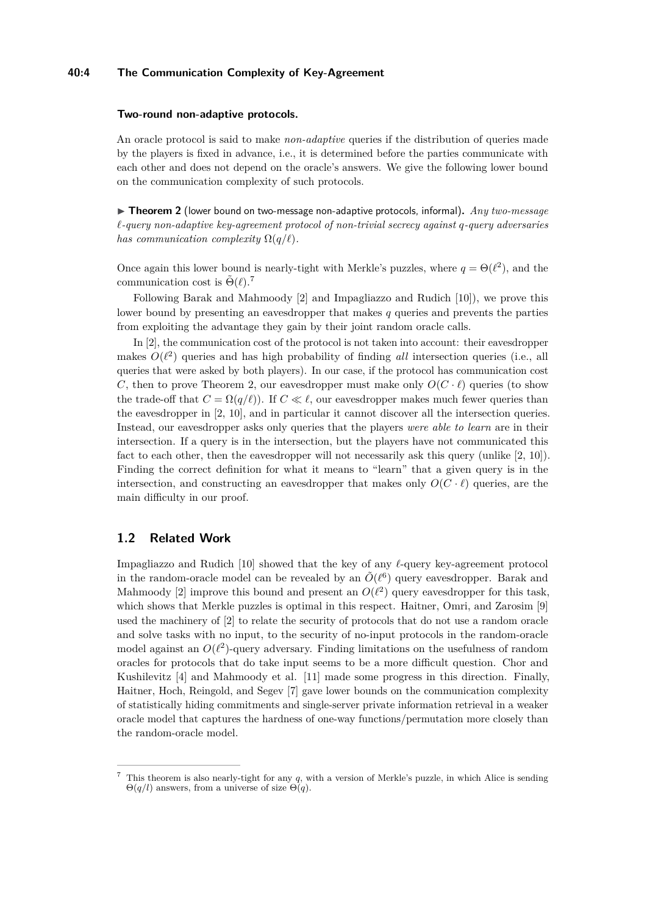#### Two-round non-adaptive protocols.

An oracle protocol is said to make *non-adaptive* queries if the distribution of queries made by the players is fixed in advance, i.e., it is determined before the parties communicate with each other and does not depend on the oracle's answers. We give the following lower bound on the communication complexity of such protocols.

▶ **Theorem 2** (lower bound on two-message non-adaptive protocols, informal)**.** *Any two-message $\ell$-query non-adaptive key-agreement protocol of non-trivial secrecy against $q$-query adversaries has communication complexity $\Omega(q/\ell)$.*

Once again this lower bound is nearly-tight with Merkle's puzzles, where $q = \Theta(\ell^2)$, and the communication cost is $\tilde{\Theta}(\ell)$.[7]

Following Barak and Mahmoody [2] and Impagliazzo and Rudich [10]), we prove this lower bound by presenting an eavesdropper that makes $q$ queries and prevents the parties from exploiting the advantage they gain by their joint random oracle calls.

In [2], the communication cost of the protocol is not taken into account: their eavesdropper makes $O(\ell^2)$ queries and has high probability of finding *all* intersection queries (i.e., all queries that were asked by both players). In our case, if the protocol has communication cost $C$, then to prove Theorem 2, our eavesdropper must make only $O(C \cdot \ell)$ queries (to show the trade-off that $C = \Omega(q/\ell)$). If $C \ll \ell$, our eavesdropper makes much fewer queries than the eavesdropper in [2, 10], and in particular it cannot discover all the intersection queries. Instead, our eavesdropper asks only queries that the players *were able to learn* are in their intersection. If a query is in the intersection, but the players have not communicated this fact to each other, then the eavesdropper will not necessarily ask this query (unlike [2, 10]). Finding the correct definition for what it means to "learn" that a given query is in the intersection, and constructing an eavesdropper that makes only $O(C \cdot \ell)$ queries, are the main difficulty in our proof.

## 1.2 Related Work

Impagliazzo and Rudich [10] showed that the key of any $\ell$-query key-agreement protocol in the random-oracle model can be revealed by an $\tilde{O}(\ell^6)$ query eavesdropper. Barak and Mahmoody [2] improve this bound and present an $O(\ell^2)$ query eavesdropper for this task, which shows that Merkle puzzles is optimal in this respect. Haitner, Omri, and Zarosim [9] used the machinery of [2] to relate the security of protocols that do not use a random oracle and solve tasks with no input, to the security of no-input protocols in the random-oracle model against an $O(\ell^2)$-query adversary. Finding limitations on the usefulness of random oracles for protocols that do take input seems to be a more difficult question. Chor and Kushilevitz [4] and Mahmoody et al. [11] made some progress in this direction. Finally, Haitner, Hoch, Reingold, and Segev [7] gave lower bounds on the communication complexity of statistically hiding commitments and single-server private information retrieval in a weaker oracle model that captures the hardness of one-way functions/permutation more closely than the random-oracle model.

---

[7] This theorem is also nearly-tight for any $q$, with a version of Merkle's puzzle, in which Alice is sending $\Theta(q/l)$ answers, from a universe of size $\Theta(q)$.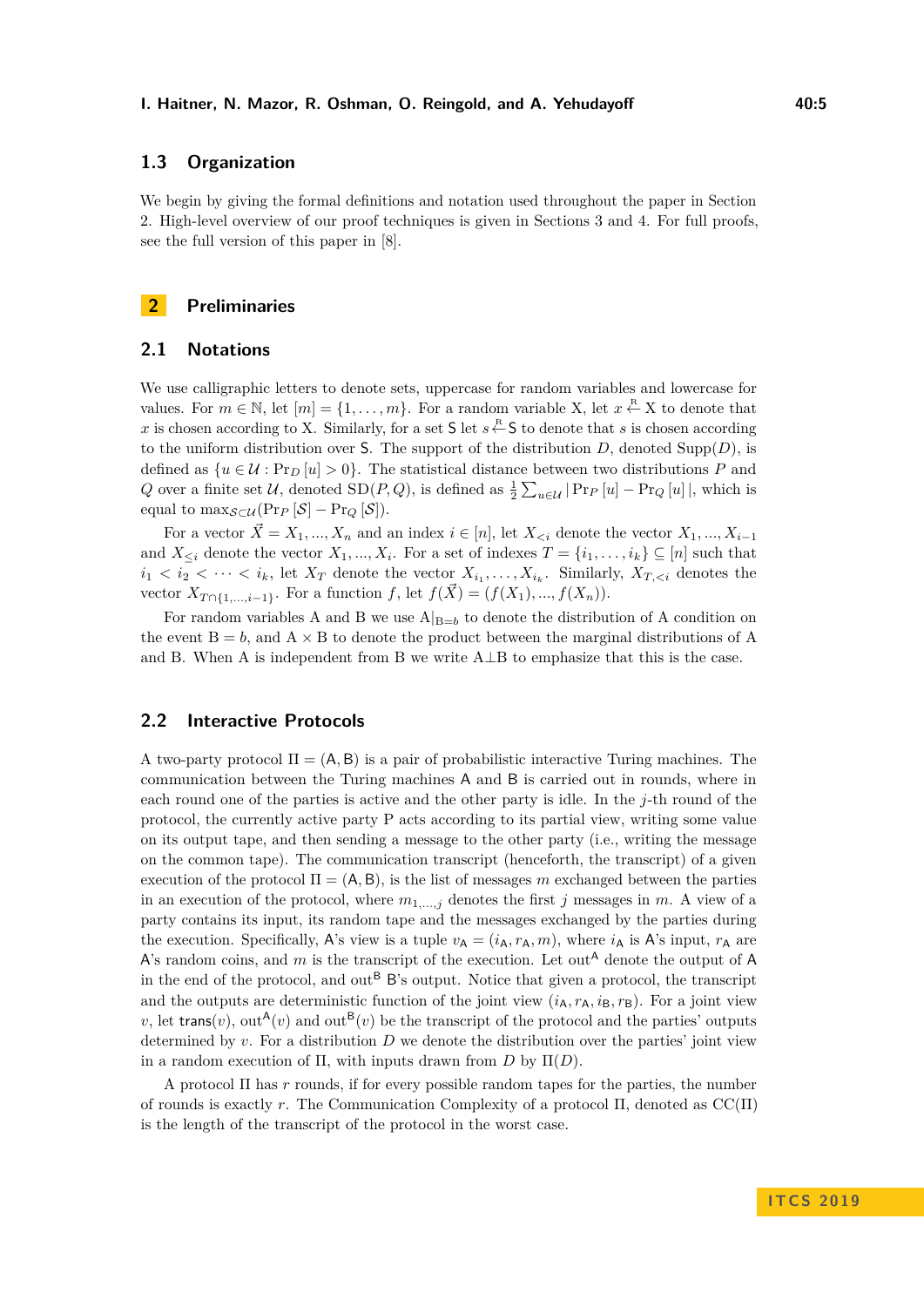## 1.3 Organization

We begin by giving the formal definitions and notation used throughout the paper in Section 2. High-level overview of our proof techniques is given in Sections 3 and 4. For full proofs, see the full version of this paper in [8].

# 2 Preliminaries

## 2.1 Notations

We use calligraphic letters to denote sets, uppercase for random variables and lowercase for values. For $m \in \mathbb{N}$, let $[m] = \{1, \ldots, m\}$. For a random variable X, let $x \stackrel{R}{\leftarrow} X$ to denote that $x$ is chosen according to X. Similarly, for a set $\mathsf{S}$ let $s \stackrel{R}{\leftarrow} \mathsf{S}$ to denote that $s$ is chosen according to the uniform distribution over $\mathsf{S}$. The support of the distribution $D$, denoted $\operatorname{Supp}(D)$, is defined as $\{u \in \mathcal{U} : \Pr_D[u] > 0\}$. The statistical distance between two distributions $P$ and $Q$ over a finite set $\mathcal{U}$, denoted $\operatorname{SD}(P, Q)$, is defined as $\frac{1}{2}\sum_{u \in \mathcal{U}} |\Pr_P[u] - \Pr_Q[u]|$, which is equal to $\max_{\mathcal{S} \subset \mathcal{U}}(\Pr_P[\mathcal{S}] - \Pr_Q[\mathcal{S}])$.

For a vector $\vec{X} = X_1, \ldots, X_n$ and an index $i \in [n]$, let $X_{<i}$ denote the vector $X_1, \ldots, X_{i-1}$ and $X_{\leq i}$ denote the vector $X_1, \ldots, X_i$. For a set of indexes $T = \{i_1, \ldots, i_k\} \subseteq [n]$ such that $i_1 < i_2 < \cdots < i_k$, let $X_T$ denote the vector $X_{i_1}, \ldots, X_{i_k}$. Similarly, $X_{T,<i}$ denotes the vector $X_{T \cap \{1,\ldots,i-1\}}$. For a function $f$, let $f(\vec{X}) = (f(X_1), \ldots, f(X_n))$.

For random variables A and B we use $\mathrm{A}|_{\mathrm{B}=b}$ to denote the distribution of A condition on the event $\mathrm{B} = b$, and $\mathrm{A} \times \mathrm{B}$ to denote the product between the marginal distributions of A and B. When A is independent from B we write $\mathrm{A} \perp \mathrm{B}$ to emphasize that this is the case.

## 2.2 Interactive Protocols

A two-party protocol $\Pi = (\mathsf{A}, \mathsf{B})$ is a pair of probabilistic interactive Turing machines. The communication between the Turing machines $\mathsf{A}$ and $\mathsf{B}$ is carried out in rounds, where in each round one of the parties is active and the other party is idle. In the $j$-th round of the protocol, the currently active party P acts according to its partial view, writing some value on its output tape, and then sending a message to the other party (i.e., writing the message on the common tape). The communication transcript (henceforth, the transcript) of a given execution of the protocol $\Pi = (\mathsf{A}, \mathsf{B})$, is the list of messages $m$ exchanged between the parties in an execution of the protocol, where $m_{1,\ldots,j}$ denotes the first $j$ messages in $m$. A view of a party contains its input, its random tape and the messages exchanged by the parties during the execution. Specifically, $\mathsf{A}$'s view is a tuple $v_{\mathsf{A}} = (i_{\mathsf{A}}, r_{\mathsf{A}}, m)$, where $i_{\mathsf{A}}$ is $\mathsf{A}$'s input, $r_{\mathsf{A}}$ are $\mathsf{A}$'s random coins, and $m$ is the transcript of the execution. Let $\operatorname{out}^{\mathsf{A}}$ denote the output of $\mathsf{A}$ in the end of the protocol, and $\operatorname{out}^{\mathsf{B}}$ $\mathsf{B}$'s output. Notice that given a protocol, the transcript and the outputs are deterministic function of the joint view $(i_{\mathsf{A}}, r_{\mathsf{A}}, i_{\mathsf{B}}, r_{\mathsf{B}})$. For a joint view $v$, let $\mathsf{trans}(v)$, $\operatorname{out}^{\mathsf{A}}(v)$ and $\operatorname{out}^{\mathsf{B}}(v)$ be the transcript of the protocol and the parties' outputs determined by $v$. For a distribution $D$ we denote the distribution over the parties' joint view in a random execution of $\Pi$, with inputs drawn from $D$ by $\Pi(D)$.

A protocol $\Pi$ has $r$ rounds, if for every possible random tapes for the parties, the number of rounds is exactly $r$. The Communication Complexity of a protocol $\Pi$, denoted as $\operatorname{CC}(\Pi)$ is the length of the transcript of the protocol in the worst case.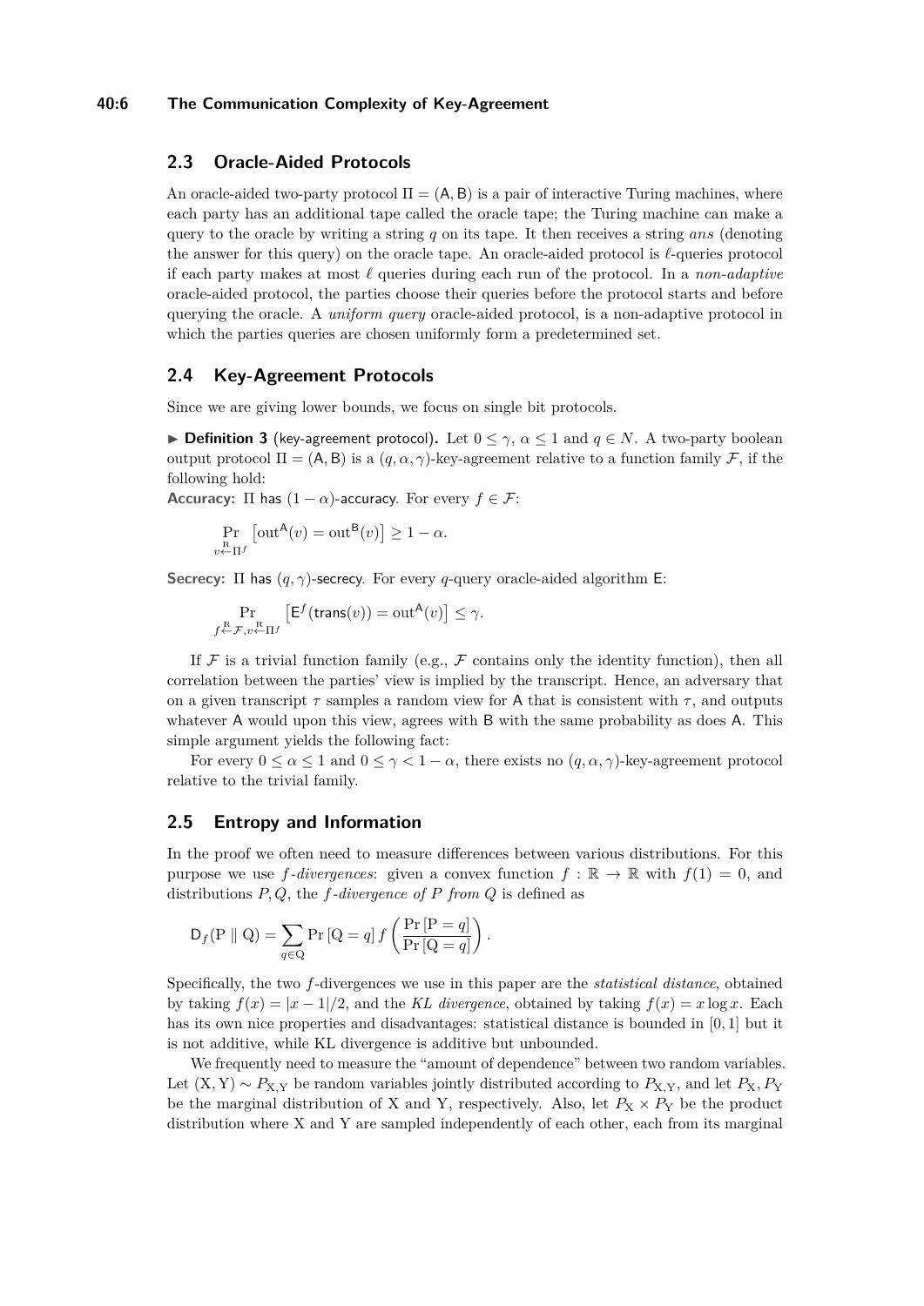## 2.3 Oracle-Aided Protocols

An oracle-aided two-party protocol $\Pi = (\mathsf{A}, \mathsf{B})$ is a pair of interactive Turing machines, where each party has an additional tape called the oracle tape; the Turing machine can make a query to the oracle by writing a string $q$ on its tape. It then receives a string *ans* (denoting the answer for this query) on the oracle tape. An oracle-aided protocol is $\ell$-queries protocol if each party makes at most $\ell$ queries during each run of the protocol. In a *non-adaptive* oracle-aided protocol, the parties choose their queries before the protocol starts and before querying the oracle. A *uniform query* oracle-aided protocol, is a non-adaptive protocol in which the parties queries are chosen uniformly form a predetermined set.

## 2.4 Key-Agreement Protocols

Since we are giving lower bounds, we focus on single bit protocols.

▶ **Definition 3** (key-agreement protocol)**.** Let $0 \leq \gamma$, $\alpha \leq 1$ and $q \in N$. A two-party boolean output protocol $\Pi = (\mathsf{A}, \mathsf{B})$ is a $(q, \alpha, \gamma)$-key-agreement relative to a function family $\mathcal{F}$, if the following hold:

**Accuracy:** $\Pi$ has $(1-\alpha)$-accuracy. For every $f \in \mathcal{F}$:

$$\Pr_{v \xleftarrow{\text{R}} \Pi^f} \left[ \text{out}^{\mathsf{A}}(v) = \text{out}^{\mathsf{B}}(v) \right] \geq 1 - \alpha.$$

**Secrecy:** $\Pi$ has $(q, \gamma)$-secrecy. For every $q$-query oracle-aided algorithm $\mathsf{E}$:

$$\Pr_{f \xleftarrow{\text{R}} \mathcal{F}, v \xleftarrow{\text{R}} \Pi^f} \left[ \mathsf{E}^f(\mathsf{trans}(v)) = \text{out}^{\mathsf{A}}(v) \right] \leq \gamma.$$

If $\mathcal{F}$ is a trivial function family (e.g., $\mathcal{F}$ contains only the identity function), then all correlation between the parties' view is implied by the transcript. Hence, an adversary that on a given transcript $\tau$ samples a random view for $\mathsf{A}$ that is consistent with $\tau$, and outputs whatever $\mathsf{A}$ would upon this view, agrees with $\mathsf{B}$ with the same probability as does $\mathsf{A}$. This simple argument yields the following fact:

For every $0 \leq \alpha \leq 1$ and $0 \leq \gamma < 1 - \alpha$, there exists no $(q, \alpha, \gamma)$-key-agreement protocol relative to the trivial family.

## 2.5 Entropy and Information

In the proof we often need to measure differences between various distributions. For this purpose we use *$f$-divergences*: given a convex function $f : \mathbb{R} \to \mathbb{R}$ with $f(1) = 0$, and distributions $P, Q$, the *$f$-divergence of $P$ from $Q$* is defined as

$$\mathsf{D}_f(\mathrm{P} \parallel \mathrm{Q}) = \sum_{q \in \mathrm{Q}} \Pr\left[\mathrm{Q} = q\right] f\left(\frac{\Pr\left[\mathrm{P} = q\right]}{\Pr\left[\mathrm{Q} = q\right]}\right).$$

Specifically, the two $f$-divergences we use in this paper are the *statistical distance*, obtained by taking $f(x) = |x - 1|/2$, and the *KL divergence*, obtained by taking $f(x) = x \log x$. Each has its own nice properties and disadvantages: statistical distance is bounded in $[0, 1]$ but it is not additive, while KL divergence is additive but unbounded.

We frequently need to measure the "amount of dependence" between two random variables. Let $(\mathrm{X}, \mathrm{Y}) \sim P_{\mathrm{X},\mathrm{Y}}$ be random variables jointly distributed according to $P_{\mathrm{X},\mathrm{Y}}$, and let $P_{\mathrm{X}}, P_{\mathrm{Y}}$ be the marginal distribution of X and Y, respectively. Also, let $P_{\mathrm{X}} \times P_{\mathrm{Y}}$ be the product distribution where X and Y are sampled independently of each other, each from its marginal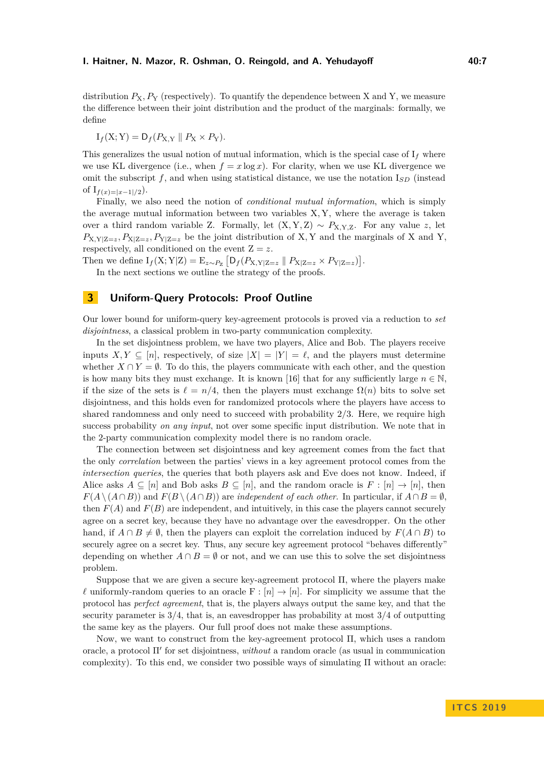distribution $P_{\mathrm{X}}, P_{\mathrm{Y}}$ (respectively). To quantify the dependence between X and Y, we measure the difference between their joint distribution and the product of the marginals: formally, we define

$$\mathrm{I}_f(\mathrm{X};\mathrm{Y}) = \mathsf{D}_f(P_{\mathrm{X},\mathrm{Y}} \parallel P_{\mathrm{X}} \times P_{\mathrm{Y}}).$$

This generalizes the usual notion of mutual information, which is the special case of $\mathrm{I}_f$ where we use KL divergence (i.e., when $f = x \log x$). For clarity, when we use KL divergence we omit the subscript $f$, and when using statistical distance, we use the notation $\mathrm{I}_{SD}$ (instead of $\mathrm{I}_{f(x)=|x-1|/2}$).

Finally, we also need the notion of *conditional mutual information*, which is simply the average mutual information between two variables X, Y, where the average is taken over a third random variable Z. Formally, let $(\mathrm{X},\mathrm{Y},\mathrm{Z}) \sim P_{\mathrm{X},\mathrm{Y},\mathrm{Z}}$. For any value $z$, let $P_{\mathrm{X},\mathrm{Y}|\mathrm{Z}=z}, P_{\mathrm{X}|\mathrm{Z}=z}, P_{\mathrm{Y}|\mathrm{Z}=z}$ be the joint distribution of X, Y and the marginals of X and Y, respectively, all conditioned on the event $\mathrm{Z} = z$.

Then we define $\mathrm{I}_f(\mathrm{X};\mathrm{Y}|\mathrm{Z}) = \mathrm{E}_{z \sim P_{\mathrm{Z}}}\left[\mathsf{D}_f(P_{\mathrm{X},\mathrm{Y}|\mathrm{Z}=z} \parallel P_{\mathrm{X}|\mathrm{Z}=z} \times P_{\mathrm{Y}|\mathrm{Z}=z})\right]$.

In the next sections we outline the strategy of the proofs.

## 3 Uniform-Query Protocols: Proof Outline

Our lower bound for uniform-query key-agreement protocols is proved via a reduction to *set disjointness*, a classical problem in two-party communication complexity.

In the set disjointness problem, we have two players, Alice and Bob. The players receive inputs $X, Y \subseteq [n]$, respectively, of size $|X| = |Y| = \ell$, and the players must determine whether $X \cap Y = \emptyset$. To do this, the players communicate with each other, and the question is how many bits they must exchange. It is known [16] that for any sufficiently large $n \in \mathbb{N}$, if the size of the sets is $\ell = n/4$, then the players must exchange $\Omega(n)$ bits to solve set disjointness, and this holds even for randomized protocols where the players have access to shared randomness and only need to succeed with probability $2/3$. Here, we require high success probability *on any input*, not over some specific input distribution. We note that in the 2-party communication complexity model there is no random oracle.

The connection between set disjointness and key agreement comes from the fact that the only *correlation* between the parties' views in a key agreement protocol comes from the *intersection queries*, the queries that both players ask and Eve does not know. Indeed, if Alice asks $A \subseteq [n]$ and Bob asks $B \subseteq [n]$, and the random oracle is $F : [n] \to [n]$, then $F(A \setminus (A \cap B))$ and $F(B \setminus (A \cap B))$ are *independent of each other*. In particular, if $A \cap B = \emptyset$, then $F(A)$ and $F(B)$ are independent, and intuitively, in this case the players cannot securely agree on a secret key, because they have no advantage over the eavesdropper. On the other hand, if $A \cap B \neq \emptyset$, then the players can exploit the correlation induced by $F(A \cap B)$ to securely agree on a secret key. Thus, any secure key agreement protocol "behaves differently" depending on whether $A \cap B = \emptyset$ or not, and we can use this to solve the set disjointness problem.

Suppose that we are given a secure key-agreement protocol $\Pi$, where the players make $\ell$ uniformly-random queries to an oracle $\mathrm{F} : [n] \to [n]$. For simplicity we assume that the protocol has *perfect agreement*, that is, the players always output the same key, and that the security parameter is $3/4$, that is, an eavesdropper has probability at most $3/4$ of outputting the same key as the players. Our full proof does not make these assumptions.

Now, we want to construct from the key-agreement protocol $\Pi$, which uses a random oracle, a protocol $\Pi'$ for set disjointness, *without* a random oracle (as usual in communication complexity). To this end, we consider two possible ways of simulating $\Pi$ without an oracle: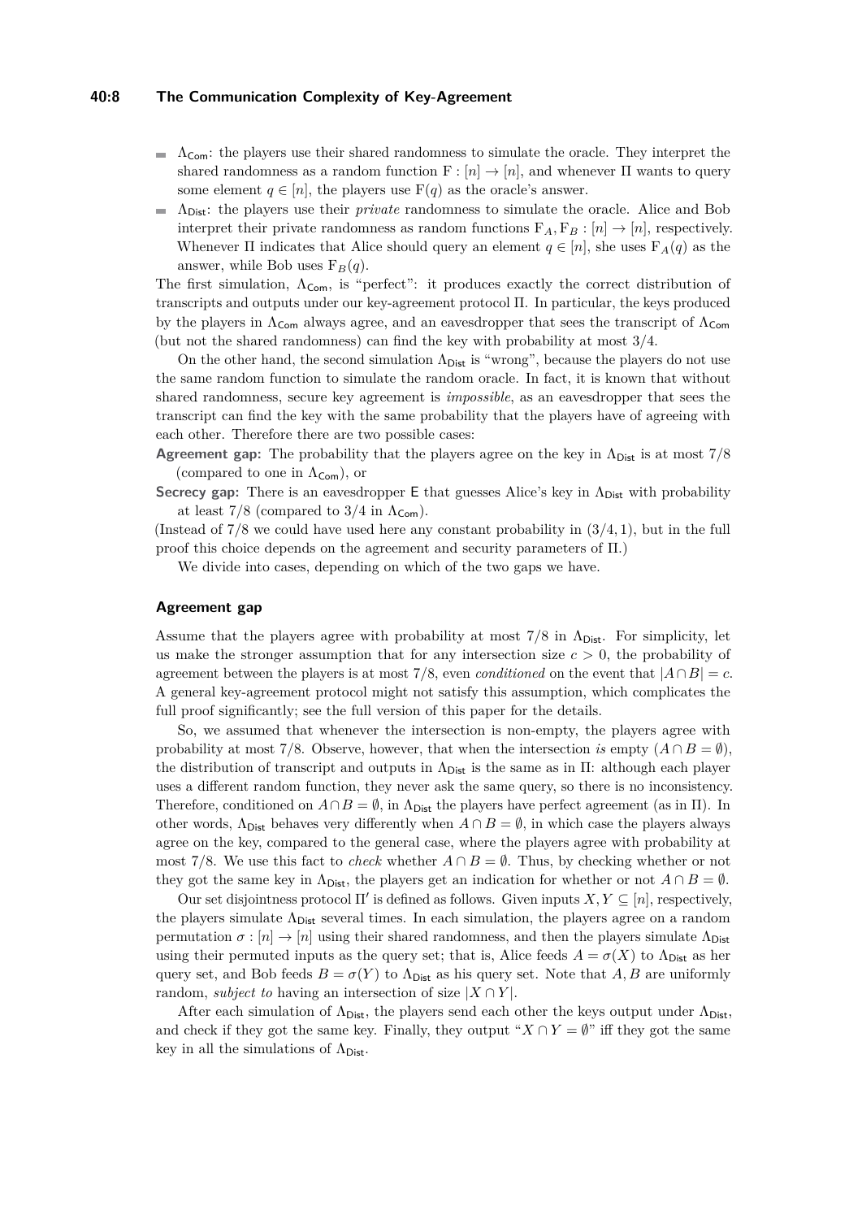- $\Lambda_{\mathsf{Com}}$: the players use their shared randomness to simulate the oracle. They interpret the shared randomness as a random function $\mathrm{F} : [n] \to [n]$, and whenever $\Pi$ wants to query some element $q \in [n]$, the players use $\mathrm{F}(q)$ as the oracle's answer.
- $\Lambda_{\mathsf{Dist}}$: the players use their *private* randomness to simulate the oracle. Alice and Bob interpret their private randomness as random functions $\mathrm{F}_A, \mathrm{F}_B : [n] \to [n]$, respectively. Whenever $\Pi$ indicates that Alice should query an element $q \in [n]$, she uses $\mathrm{F}_A(q)$ as the answer, while Bob uses $\mathrm{F}_B(q)$.

The first simulation, $\Lambda_{\mathsf{Com}}$, is "perfect": it produces exactly the correct distribution of transcripts and outputs under our key-agreement protocol $\Pi$. In particular, the keys produced by the players in $\Lambda_{\mathsf{Com}}$ always agree, and an eavesdropper that sees the transcript of $\Lambda_{\mathsf{Com}}$ (but not the shared randomness) can find the key with probability at most $3/4$.

On the other hand, the second simulation $\Lambda_{\mathsf{Dist}}$ is "wrong", because the players do not use the same random function to simulate the random oracle. In fact, it is known that without shared randomness, secure key agreement is *impossible*, as an eavesdropper that sees the transcript can find the key with the same probability that the players have of agreeing with each other. Therefore there are two possible cases:

**Agreement gap:** The probability that the players agree on the key in $\Lambda_{\mathsf{Dist}}$ is at most $7/8$ (compared to one in $\Lambda_{\mathsf{Com}}$), or

**Secrecy gap:** There is an eavesdropper $\mathsf{E}$ that guesses Alice's key in $\Lambda_{\mathsf{Dist}}$ with probability at least $7/8$ (compared to $3/4$ in $\Lambda_{\mathsf{Com}}$).

(Instead of $7/8$ we could have used here any constant probability in $(3/4, 1)$, but in the full proof this choice depends on the agreement and security parameters of $\Pi$.)

We divide into cases, depending on which of the two gaps we have.

#### Agreement gap

Assume that the players agree with probability at most $7/8$ in $\Lambda_{\mathsf{Dist}}$. For simplicity, let us make the stronger assumption that for any intersection size $c > 0$, the probability of agreement between the players is at most $7/8$, even *conditioned* on the event that $|A \cap B| = c$. A general key-agreement protocol might not satisfy this assumption, which complicates the full proof significantly; see the full version of this paper for the details.

So, we assumed that whenever the intersection is non-empty, the players agree with probability at most $7/8$. Observe, however, that when the intersection *is* empty ($A \cap B = \emptyset$), the distribution of transcript and outputs in $\Lambda_{\mathsf{Dist}}$ is the same as in $\Pi$: although each player uses a different random function, they never ask the same query, so there is no inconsistency. Therefore, conditioned on $A \cap B = \emptyset$, in $\Lambda_{\mathsf{Dist}}$ the players have perfect agreement (as in $\Pi$). In other words, $\Lambda_{\mathsf{Dist}}$ behaves very differently when $A \cap B = \emptyset$, in which case the players always agree on the key, compared to the general case, where the players agree with probability at most $7/8$. We use this fact to *check* whether $A \cap B = \emptyset$. Thus, by checking whether or not they got the same key in $\Lambda_{\mathsf{Dist}}$, the players get an indication for whether or not $A \cap B = \emptyset$.

Our set disjointness protocol $\Pi'$ is defined as follows. Given inputs $X, Y \subseteq [n]$, respectively, the players simulate $\Lambda_{\mathsf{Dist}}$ several times. In each simulation, the players agree on a random permutation $\sigma : [n] \to [n]$ using their shared randomness, and then the players simulate $\Lambda_{\mathsf{Dist}}$ using their permuted inputs as the query set; that is, Alice feeds $A = \sigma(X)$ to $\Lambda_{\mathsf{Dist}}$ as her query set, and Bob feeds $B = \sigma(Y)$ to $\Lambda_{\mathsf{Dist}}$ as his query set. Note that $A, B$ are uniformly random, *subject to* having an intersection of size $|X \cap Y|$.

After each simulation of $\Lambda_{\mathsf{Dist}}$, the players send each other the keys output under $\Lambda_{\mathsf{Dist}}$, and check if they got the same key. Finally, they output "$X \cap Y = \emptyset$" iff they got the same key in all the simulations of $\Lambda_{\mathsf{Dist}}$.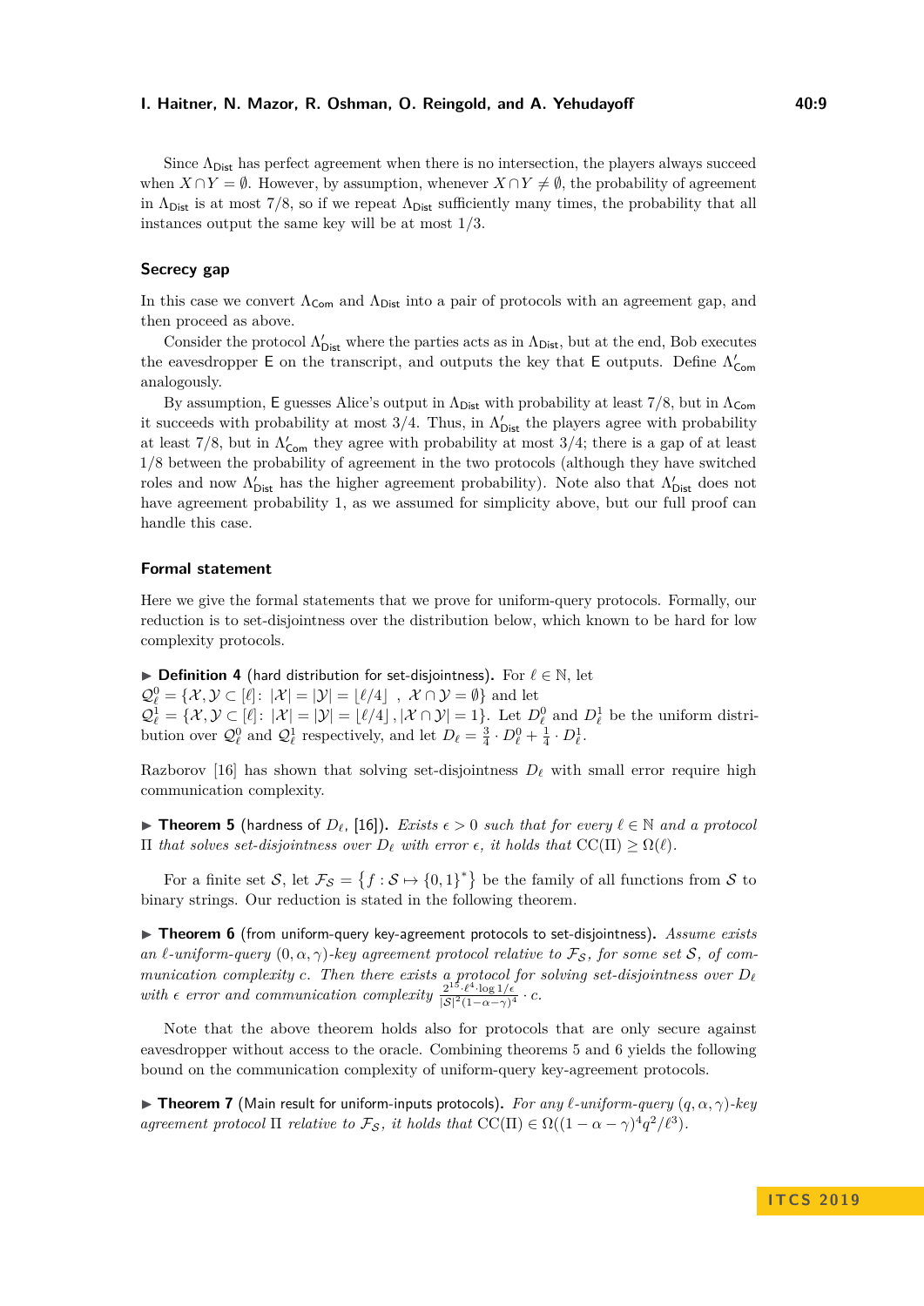Since $\Lambda_{\mathsf{Dist}}$ has perfect agreement when there is no intersection, the players always succeed when $X \cap Y = \emptyset$. However, by assumption, whenever $X \cap Y \neq \emptyset$, the probability of agreement in $\Lambda_{\mathsf{Dist}}$ is at most $7/8$, so if we repeat $\Lambda_{\mathsf{Dist}}$ sufficiently many times, the probability that all instances output the same key will be at most $1/3$.

### Secrecy gap

In this case we convert $\Lambda_{\mathsf{Com}}$ and $\Lambda_{\mathsf{Dist}}$ into a pair of protocols with an agreement gap, and then proceed as above.

Consider the protocol $\Lambda'_{\mathsf{Dist}}$ where the parties acts as in $\Lambda_{\mathsf{Dist}}$, but at the end, Bob executes the eavesdropper $\mathsf{E}$ on the transcript, and outputs the key that $\mathsf{E}$ outputs. Define $\Lambda'_{\mathsf{Com}}$ analogously.

By assumption, $\mathsf{E}$ guesses Alice's output in $\Lambda_{\mathsf{Dist}}$ with probability at least $7/8$, but in $\Lambda_{\mathsf{Com}}$ it succeeds with probability at most $3/4$. Thus, in $\Lambda'_{\mathsf{Dist}}$ the players agree with probability at least $7/8$, but in $\Lambda'_{\mathsf{Com}}$ they agree with probability at most $3/4$; there is a gap of at least $1/8$ between the probability of agreement in the two protocols (although they have switched roles and now $\Lambda'_{\mathsf{Dist}}$ has the higher agreement probability). Note also that $\Lambda'_{\mathsf{Dist}}$ does not have agreement probability 1, as we assumed for simplicity above, but our full proof can handle this case.

### Formal statement

Here we give the formal statements that we prove for uniform-query protocols. Formally, our reduction is to set-disjointness over the distribution below, which known to be hard for low complexity protocols.

▶ **Definition 4** (hard distribution for set-disjointness)**.** For $\ell \in \mathbb{N}$, let $\mathcal{Q}^0_\ell = \{\mathcal{X}, \mathcal{Y} \subset [\ell] \colon |\mathcal{X}| = |\mathcal{Y}| = \lfloor \ell/4 \rfloor \ , \ \mathcal{X} \cap \mathcal{Y} = \emptyset\}$ and let $\mathcal{Q}^1_\ell = \{\mathcal{X}, \mathcal{Y} \subset [\ell] \colon |\mathcal{X}| = |\mathcal{Y}| = \lfloor \ell/4 \rfloor, |\mathcal{X} \cap \mathcal{Y}| = 1\}$. Let $D^0_\ell$ and $D^1_\ell$ be the uniform distribution over $\mathcal{Q}^0_\ell$ and $\mathcal{Q}^1_\ell$ respectively, and let $D_\ell = \frac{3}{4} \cdot D^0_\ell + \frac{1}{4} \cdot D^1_\ell$.

Razborov [16] has shown that solving set-disjointness $D_\ell$ with small error require high communication complexity.

▶ **Theorem 5** (hardness of $D_\ell$, [16])**.** *Exists $\epsilon > 0$ such that for every $\ell \in \mathbb{N}$ and a protocol $\Pi$ that solves set-disjointness over $D_\ell$ with error $\epsilon$, it holds that $\operatorname{CC}(\Pi) \geq \Omega(\ell)$.*

For a finite set $\mathcal{S}$, let $\mathcal{F}_{\mathcal{S}} = \left\{f : \mathcal{S} \mapsto \{0,1\}^*\right\}$ be the family of all functions from $\mathcal{S}$ to binary strings. Our reduction is stated in the following theorem.

▶ **Theorem 6** (from uniform-query key-agreement protocols to set-disjointness)**.** *Assume exists an $\ell$-uniform-query $(0, \alpha, \gamma)$-key agreement protocol relative to $\mathcal{F}_{\mathcal{S}}$, for some set $\mathcal{S}$, of communication complexity $c$. Then there exists a protocol for solving set-disjointness over $D_\ell$ with $\epsilon$ error and communication complexity $\frac{2^{15} \cdot \ell^4 \cdot \log 1/\epsilon}{|\mathcal{S}|^2 (1-\alpha-\gamma)^4} \cdot c$.*

Note that the above theorem holds also for protocols that are only secure against eavesdropper without access to the oracle. Combining theorems 5 and 6 yields the following bound on the communication complexity of uniform-query key-agreement protocols.

▶ **Theorem 7** (Main result for uniform-inputs protocols)**.** *For any $\ell$-uniform-query $(q, \alpha, \gamma)$-key agreement protocol $\Pi$ relative to $\mathcal{F}_{\mathcal{S}}$, it holds that $\operatorname{CC}(\Pi) \in \Omega((1 - \alpha - \gamma)^4 q^2/\ell^3)$.*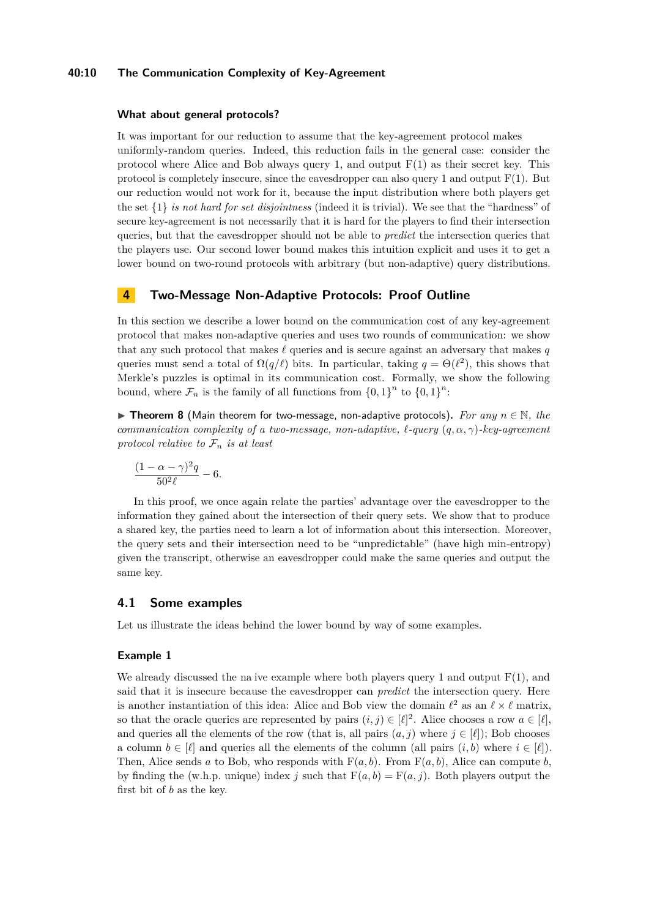### What about general protocols?

It was important for our reduction to assume that the key-agreement protocol makes uniformly-random queries. Indeed, this reduction fails in the general case: consider the protocol where Alice and Bob always query 1, and output $\mathrm{F}(1)$ as their secret key. This protocol is completely insecure, since the eavesdropper can also query 1 and output $\mathrm{F}(1)$. But our reduction would not work for it, because the input distribution where both players get the set $\{1\}$ *is not hard for set disjointness* (indeed it is trivial). We see that the "hardness" of secure key-agreement is not necessarily that it is hard for the players to find their intersection queries, but that the eavesdropper should not be able to *predict* the intersection queries that the players use. Our second lower bound makes this intuition explicit and uses it to get a lower bound on two-round protocols with arbitrary (but non-adaptive) query distributions.

## 4 Two-Message Non-Adaptive Protocols: Proof Outline

In this section we describe a lower bound on the communication cost of any key-agreement protocol that makes non-adaptive queries and uses two rounds of communication: we show that any such protocol that makes $\ell$ queries and is secure against an adversary that makes $q$ queries must send a total of $\Omega(q/\ell)$ bits. In particular, taking $q = \Theta(\ell^2)$, this shows that Merkle's puzzles is optimal in its communication cost. Formally, we show the following bound, where $\mathcal{F}_n$ is the family of all functions from $\{0,1\}^n$ to $\{0,1\}^n$:

▶ **Theorem 8** (Main theorem for two-message, non-adaptive protocols). *For any $n \in \mathbb{N}$, the communication complexity of a two-message, non-adaptive, $\ell$-query $(q, \alpha, \gamma)$-key-agreement protocol relative to $\mathcal{F}_n$ is at least*

$$\frac{(1-\alpha-\gamma)^2 q}{50^2 \ell} - 6.$$

In this proof, we once again relate the parties' advantage over the eavesdropper to the information they gained about the intersection of their query sets. We show that to produce a shared key, the parties need to learn a lot of information about this intersection. Moreover, the query sets and their intersection need to be "unpredictable" (have high min-entropy) given the transcript, otherwise an eavesdropper could make the same queries and output the same key.

### 4.1 Some examples

Let us illustrate the ideas behind the lower bound by way of some examples.

### Example 1

We already discussed the na ive example where both players query 1 and output $\mathrm{F}(1)$, and said that it is insecure because the eavesdropper can *predict* the intersection query. Here is another instantiation of this idea: Alice and Bob view the domain $\ell^2$ as an $\ell \times \ell$ matrix, so that the oracle queries are represented by pairs $(i, j) \in [\ell]^2$. Alice chooses a row $a \in [\ell]$, and queries all the elements of the row (that is, all pairs $(a, j)$ where $j \in [\ell]$); Bob chooses a column $b \in [\ell]$ and queries all the elements of the column (all pairs $(i, b)$ where $i \in [\ell]$). Then, Alice sends $a$ to Bob, who responds with $\mathrm{F}(a, b)$. From $\mathrm{F}(a, b)$, Alice can compute $b$, by finding the (w.h.p. unique) index $j$ such that $\mathrm{F}(a, b) = \mathrm{F}(a, j)$. Both players output the first bit of $b$ as the key.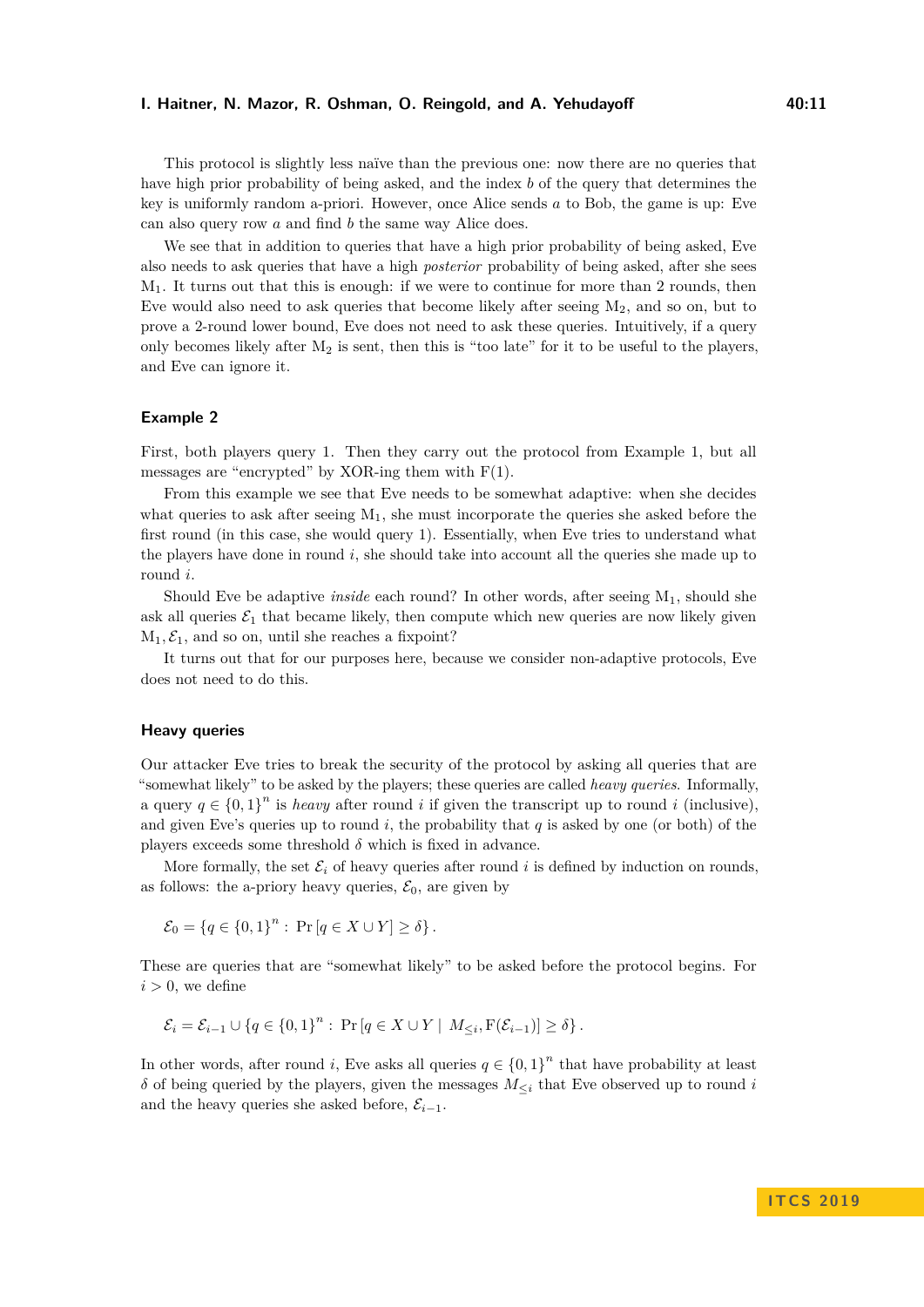This protocol is slightly less naïve than the previous one: now there are no queries that have high prior probability of being asked, and the index $b$ of the query that determines the key is uniformly random a-priori. However, once Alice sends $a$ to Bob, the game is up: Eve can also query row $a$ and find $b$ the same way Alice does.

We see that in addition to queries that have a high prior probability of being asked, Eve also needs to ask queries that have a high *posterior* probability of being asked, after she sees $\mathrm{M}_1$. It turns out that this is enough: if we were to continue for more than 2 rounds, then Eve would also need to ask queries that become likely after seeing $\mathrm{M}_2$, and so on, but to prove a 2-round lower bound, Eve does not need to ask these queries. Intuitively, if a query only becomes likely after $\mathrm{M}_2$ is sent, then this is "too late" for it to be useful to the players, and Eve can ignore it.

### Example 2

First, both players query 1. Then they carry out the protocol from Example 1, but all messages are "encrypted" by XOR-ing them with $\mathrm{F}(1)$.

From this example we see that Eve needs to be somewhat adaptive: when she decides what queries to ask after seeing $\mathrm{M}_1$, she must incorporate the queries she asked before the first round (in this case, she would query 1). Essentially, when Eve tries to understand what the players have done in round $i$, she should take into account all the queries she made up to round $i$.

Should Eve be adaptive *inside* each round? In other words, after seeing $\mathrm{M}_1$, should she ask all queries $\mathcal{E}_1$ that became likely, then compute which new queries are now likely given $\mathrm{M}_1, \mathcal{E}_1$, and so on, until she reaches a fixpoint?

It turns out that for our purposes here, because we consider non-adaptive protocols, Eve does not need to do this.

### Heavy queries

Our attacker Eve tries to break the security of the protocol by asking all queries that are "somewhat likely" to be asked by the players; these queries are called *heavy queries*. Informally, a query $q \in \{0,1\}^n$ is *heavy* after round $i$ if given the transcript up to round $i$ (inclusive), and given Eve's queries up to round $i$, the probability that $q$ is asked by one (or both) of the players exceeds some threshold $\delta$ which is fixed in advance.

More formally, the set $\mathcal{E}_i$ of heavy queries after round $i$ is defined by induction on rounds, as follows: the a-priory heavy queries, $\mathcal{E}_0$, are given by

$$\mathcal{E}_0 = \{q \in \{0,1\}^n : \Pr[q \in X \cup Y] \geq \delta\}.$$

These are queries that are "somewhat likely" to be asked before the protocol begins. For $i > 0$, we define

$$\mathcal{E}_i = \mathcal{E}_{i-1} \cup \{q \in \{0,1\}^n : \Pr[q \in X \cup Y \mid M_{\leq i}, \mathrm{F}(\mathcal{E}_{i-1})] \geq \delta\}.$$

In other words, after round $i$, Eve asks all queries $q \in \{0,1\}^n$ that have probability at least $\delta$ of being queried by the players, given the messages $M_{\leq i}$ that Eve observed up to round $i$ and the heavy queries she asked before, $\mathcal{E}_{i-1}$.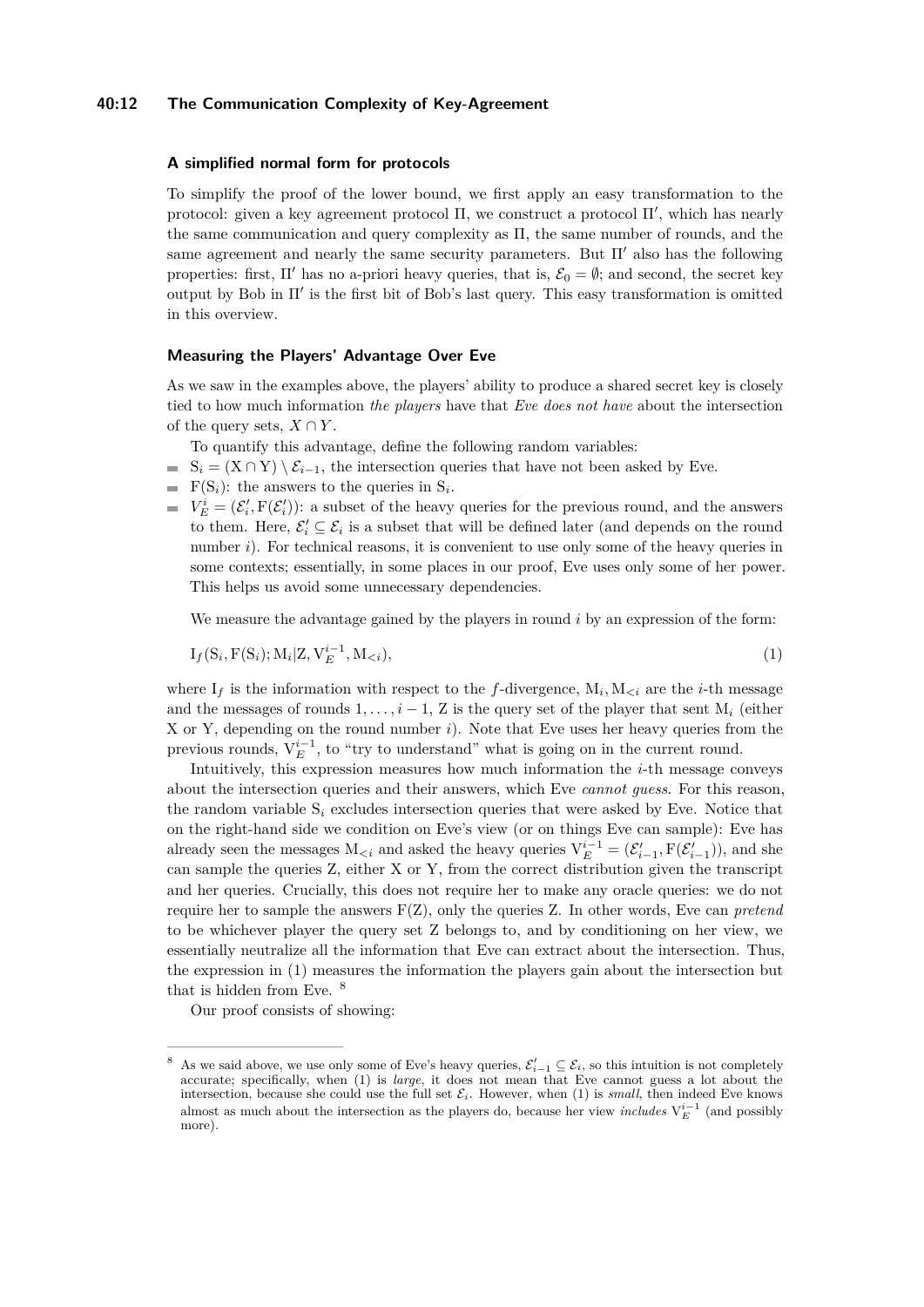### A simplified normal form for protocols

To simplify the proof of the lower bound, we first apply an easy transformation to the protocol: given a key agreement protocol $\Pi$, we construct a protocol $\Pi'$, which has nearly the same communication and query complexity as $\Pi$, the same number of rounds, and the same agreement and nearly the same security parameters. But $\Pi'$ also has the following properties: first, $\Pi'$ has no a-priori heavy queries, that is, $\mathcal{E}_0 = \emptyset$; and second, the secret key output by Bob in $\Pi'$ is the first bit of Bob's last query. This easy transformation is omitted in this overview.

### Measuring the Players' Advantage Over Eve

As we saw in the examples above, the players' ability to produce a shared secret key is closely tied to how much information *the players* have that *Eve does not have* about the intersection of the query sets, $X \cap Y$.

To quantify this advantage, define the following random variables:

- $\mathrm{S}_i = (\mathrm{X} \cap \mathrm{Y}) \setminus \mathcal{E}_{i-1}$, the intersection queries that have not been asked by Eve.
- $\mathrm{F}(\mathrm{S}_i)$: the answers to the queries in $\mathrm{S}_i$.
- $V_E^i = (\mathcal{E}'_i, \mathrm{F}(\mathcal{E}'_i))$: a subset of the heavy queries for the previous round, and the answers to them. Here, $\mathcal{E}'_i \subseteq \mathcal{E}_i$ is a subset that will be defined later (and depends on the round number $i$). For technical reasons, it is convenient to use only some of the heavy queries in some contexts; essentially, in some places in our proof, Eve uses only some of her power. This helps us avoid some unnecessary dependencies.

We measure the advantage gained by the players in round $i$ by an expression of the form:

$$\mathrm{I}_f(\mathrm{S}_i, \mathrm{F}(\mathrm{S}_i); \mathrm{M}_i | \mathrm{Z}, \mathrm{V}_E^{i-1}, \mathrm{M}_{<i}), \tag{1}$$

where $\mathrm{I}_f$ is the information with respect to the $f$-divergence, $\mathrm{M}_i, \mathrm{M}_{<i}$ are the $i$-th message and the messages of rounds $1, \ldots, i-1$, Z is the query set of the player that sent $\mathrm{M}_i$ (either X or Y, depending on the round number $i$). Note that Eve uses her heavy queries from the previous rounds, $\mathrm{V}_E^{i-1}$, to "try to understand" what is going on in the current round.

Intuitively, this expression measures how much information the $i$-th message conveys about the intersection queries and their answers, which Eve *cannot guess*. For this reason, the random variable $\mathrm{S}_i$ excludes intersection queries that were asked by Eve. Notice that on the right-hand side we condition on Eve's view (or on things Eve can sample): Eve has already seen the messages $\mathrm{M}_{<i}$ and asked the heavy queries $\mathrm{V}_E^{i-1} = (\mathcal{E}'_{i-1}, \mathrm{F}(\mathcal{E}'_{i-1}))$, and she can sample the queries Z, either X or Y, from the correct distribution given the transcript and her queries. Crucially, this does not require her to make any oracle queries: we do not require her to sample the answers F(Z), only the queries Z. In other words, Eve can *pretend* to be whichever player the query set Z belongs to, and by conditioning on her view, we essentially neutralize all the information that Eve can extract about the intersection. Thus, the expression in (1) measures the information the players gain about the intersection but that is hidden from Eve. [8]

Our proof consists of showing:

---

[8] As we said above, we use only some of Eve's heavy queries, $\mathcal{E}'_{i-1} \subseteq \mathcal{E}_i$, so this intuition is not completely accurate; specifically, when (1) is *large*, it does not mean that Eve cannot guess a lot about the intersection, because she could use the full set $\mathcal{E}_i$. However, when (1) is *small*, then indeed Eve knows almost as much about the intersection as the players do, because her view *includes* $\mathrm{V}_E^{i-1}$ (and possibly more).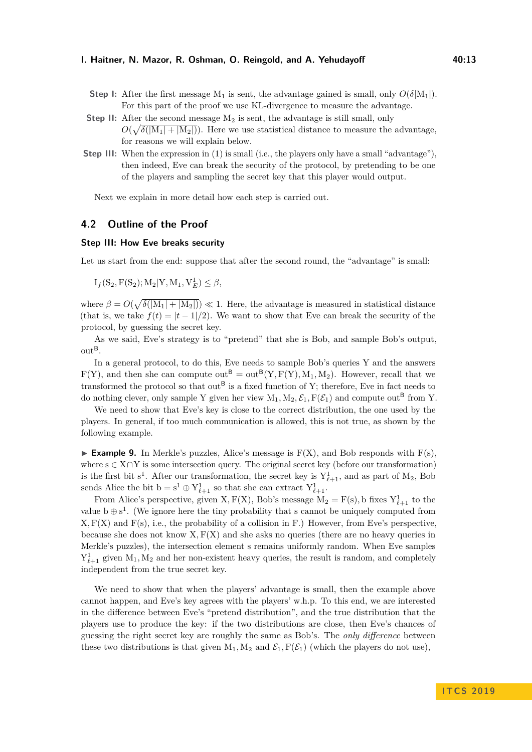**Step I:** After the first message $\mathrm{M}_1$ is sent, the advantage gained is small, only $O(\delta|\mathrm{M}_1|)$. For this part of the proof we use KL-divergence to measure the advantage.

**Step II:** After the second message $\mathrm{M}_2$ is sent, the advantage is still small, only $O(\sqrt{\delta(|\mathrm{M}_1| + |\mathrm{M}_2|)})$. Here we use statistical distance to measure the advantage, for reasons we will explain below.

**Step III:** When the expression in (1) is small (i.e., the players only have a small "advantage"), then indeed, Eve can break the security of the protocol, by pretending to be one of the players and sampling the secret key that this player would output.

Next we explain in more detail how each step is carried out.

## 4.2 Outline of the Proof

### Step III: How Eve breaks security

Let us start from the end: suppose that after the second round, the "advantage" is small:

$$\mathrm{I}_f(\mathrm{S}_2, \mathrm{F}(\mathrm{S}_2); \mathrm{M}_2|\mathrm{Y}, \mathrm{M}_1, \mathrm{V}_E^1) \leq \beta,$$

where $\beta = O(\sqrt{\delta(|\mathrm{M}_1| + |\mathrm{M}_2|)}) \ll 1$. Here, the advantage is measured in statistical distance (that is, we take $f(t) = |t-1|/2$). We want to show that Eve can break the security of the protocol, by guessing the secret key.

As we said, Eve's strategy is to "pretend" that she is Bob, and sample Bob's output, $\mathrm{out}^{\mathsf{B}}$.

In a general protocol, to do this, Eve needs to sample Bob's queries Y and the answers F(Y), and then she can compute $\mathrm{out}^{\mathsf{B}} = \mathrm{out}^{\mathsf{B}}(\mathrm{Y}, \mathrm{F}(\mathrm{Y}), \mathrm{M}_1, \mathrm{M}_2)$. However, recall that we transformed the protocol so that $\mathrm{out}^{\mathsf{B}}$ is a fixed function of Y; therefore, Eve in fact needs to do nothing clever, only sample Y given her view $\mathrm{M}_1, \mathrm{M}_2, \mathcal{E}_1, \mathrm{F}(\mathcal{E}_1)$ and compute $\mathrm{out}^{\mathsf{B}}$ from Y.

We need to show that Eve's key is close to the correct distribution, the one used by the players. In general, if too much communication is allowed, this is not true, as shown by the following example.

▶ **Example 9.** In Merkle's puzzles, Alice's message is F(X), and Bob responds with F(s), where $\mathrm{s} \in \mathrm{X} \cap \mathrm{Y}$ is some intersection query. The original secret key (before our transformation) is the first bit $\mathrm{s}^1$. After our transformation, the secret key is $\mathrm{Y}_{\ell+1}^1$, and as part of $\mathrm{M}_2$, Bob sends Alice the bit $\mathrm{b} = \mathrm{s}^1 \oplus \mathrm{Y}_{\ell+1}^1$ so that she can extract $\mathrm{Y}_{\ell+1}^1$.

From Alice's perspective, given X, F(X), Bob's message $\mathrm{M}_2 = \mathrm{F}(\mathrm{s}), \mathrm{b}$ fixes $\mathrm{Y}_{\ell+1}^1$ to the value $\mathrm{b} \oplus \mathrm{s}^1$. (We ignore here the tiny probability that s cannot be uniquely computed from X, F(X) and F(s), i.e., the probability of a collision in F.) However, from Eve's perspective, because she does not know X, F(X) and she asks no queries (there are no heavy queries in Merkle's puzzles), the intersection element s remains uniformly random. When Eve samples $\mathrm{Y}_{\ell+1}^1$ given $\mathrm{M}_1, \mathrm{M}_2$ and her non-existent heavy queries, the result is random, and completely independent from the true secret key.

We need to show that when the players' advantage is small, then the example above cannot happen, and Eve's key agrees with the players' w.h.p. To this end, we are interested in the difference between Eve's "pretend distribution", and the true distribution that the players use to produce the key: if the two distributions are close, then Eve's chances of guessing the right secret key are roughly the same as Bob's. The *only difference* between these two distributions is that given $\mathrm{M}_1, \mathrm{M}_2$ and $\mathcal{E}_1, \mathrm{F}(\mathcal{E}_1)$ (which the players do not use),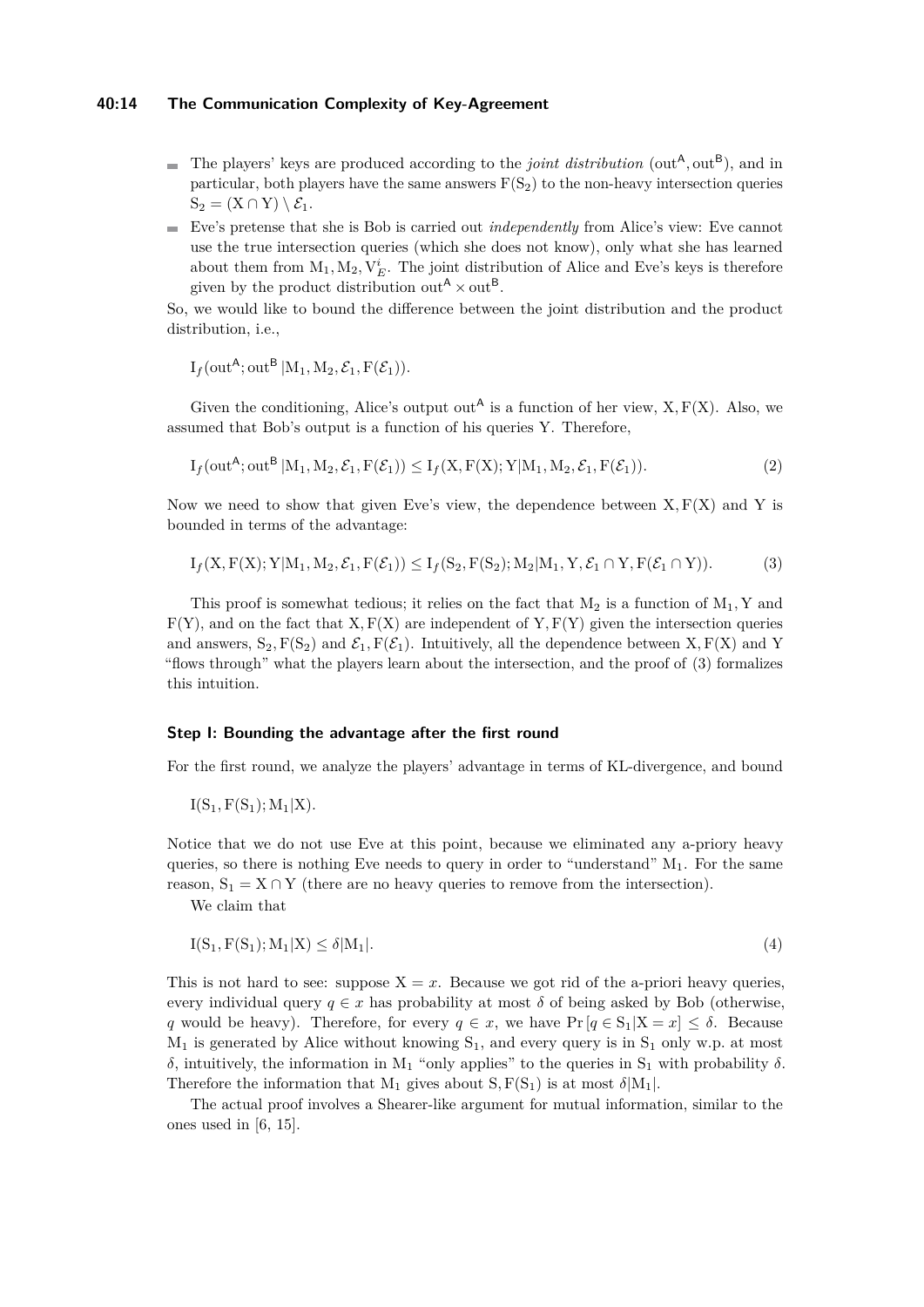- The players' keys are produced according to the *joint distribution* $(\mathrm{out}^{\mathsf{A}}, \mathrm{out}^{\mathsf{B}})$, and in particular, both players have the same answers $\mathrm{F}(\mathrm{S}_2)$ to the non-heavy intersection queries $\mathrm{S}_2 = (\mathrm{X} \cap \mathrm{Y}) \setminus \mathcal{E}_1$.
- Eve's pretense that she is Bob is carried out *independently* from Alice's view: Eve cannot use the true intersection queries (which she does not know), only what she has learned about them from $\mathrm{M}_1, \mathrm{M}_2, \mathrm{V}_E^i$. The joint distribution of Alice and Eve's keys is therefore given by the product distribution $\mathrm{out}^{\mathsf{A}} \times \mathrm{out}^{\mathsf{B}}$.

So, we would like to bound the difference between the joint distribution and the product distribution, i.e.,

$$\mathrm{I}_f(\mathrm{out}^{\mathsf{A}}; \mathrm{out}^{\mathsf{B}} | \mathrm{M}_1, \mathrm{M}_2, \mathcal{E}_1, \mathrm{F}(\mathcal{E}_1)).$$

Given the conditioning, Alice's output $\mathrm{out}^{\mathsf{A}}$ is a function of her view, $\mathrm{X}, \mathrm{F}(\mathrm{X})$. Also, we assumed that Bob's output is a function of his queries Y. Therefore,

$$\mathrm{I}_f(\mathrm{out}^{\mathsf{A}}; \mathrm{out}^{\mathsf{B}} | \mathrm{M}_1, \mathrm{M}_2, \mathcal{E}_1, \mathrm{F}(\mathcal{E}_1)) \leq \mathrm{I}_f(\mathrm{X}, \mathrm{F}(\mathrm{X}); \mathrm{Y} | \mathrm{M}_1, \mathrm{M}_2, \mathcal{E}_1, \mathrm{F}(\mathcal{E}_1)). \tag{2}$$

Now we need to show that given Eve's view, the dependence between $\mathrm{X}, \mathrm{F}(\mathrm{X})$ and Y is bounded in terms of the advantage:

$$\mathrm{I}_f(\mathrm{X}, \mathrm{F}(\mathrm{X}); \mathrm{Y} | \mathrm{M}_1, \mathrm{M}_2, \mathcal{E}_1, \mathrm{F}(\mathcal{E}_1)) \leq \mathrm{I}_f(\mathrm{S}_2, \mathrm{F}(\mathrm{S}_2); \mathrm{M}_2 | \mathrm{M}_1, \mathrm{Y}, \mathcal{E}_1 \cap \mathrm{Y}, \mathrm{F}(\mathcal{E}_1 \cap \mathrm{Y})). \tag{3}$$

This proof is somewhat tedious; it relies on the fact that $\mathrm{M}_2$ is a function of $\mathrm{M}_1, \mathrm{Y}$ and $\mathrm{F}(\mathrm{Y})$, and on the fact that $\mathrm{X}, \mathrm{F}(\mathrm{X})$ are independent of $\mathrm{Y}, \mathrm{F}(\mathrm{Y})$ given the intersection queries and answers, $\mathrm{S}_2, \mathrm{F}(\mathrm{S}_2)$ and $\mathcal{E}_1, \mathrm{F}(\mathcal{E}_1)$. Intuitively, all the dependence between $\mathrm{X}, \mathrm{F}(\mathrm{X})$ and Y "flows through" what the players learn about the intersection, and the proof of (3) formalizes this intuition.

#### Step I: Bounding the advantage after the first round

For the first round, we analyze the players' advantage in terms of KL-divergence, and bound

$$\mathrm{I}(\mathrm{S}_1, \mathrm{F}(\mathrm{S}_1); \mathrm{M}_1 | \mathrm{X}).$$

Notice that we do not use Eve at this point, because we eliminated any a-priory heavy queries, so there is nothing Eve needs to query in order to "understand" $\mathrm{M}_1$. For the same reason, $\mathrm{S}_1 = \mathrm{X} \cap \mathrm{Y}$ (there are no heavy queries to remove from the intersection).

We claim that

$$\mathrm{I}(\mathrm{S}_1, \mathrm{F}(\mathrm{S}_1); \mathrm{M}_1 | \mathrm{X}) \leq \delta |\mathrm{M}_1|. \tag{4}$$

This is not hard to see: suppose $\mathrm{X} = x$. Because we got rid of the a-priori heavy queries, every individual query $q \in x$ has probability at most $\delta$ of being asked by Bob (otherwise, $q$ would be heavy). Therefore, for every $q \in x$, we have $\Pr[q \in \mathrm{S}_1 | \mathrm{X} = x] \leq \delta$. Because $\mathrm{M}_1$ is generated by Alice without knowing $\mathrm{S}_1$, and every query is in $\mathrm{S}_1$ only w.p. at most $\delta$, intuitively, the information in $\mathrm{M}_1$ "only applies" to the queries in $\mathrm{S}_1$ with probability $\delta$. Therefore the information that $\mathrm{M}_1$ gives about $\mathrm{S}, \mathrm{F}(\mathrm{S}_1)$ is at most $\delta|\mathrm{M}_1|$.

The actual proof involves a Shearer-like argument for mutual information, similar to the ones used in [6, 15].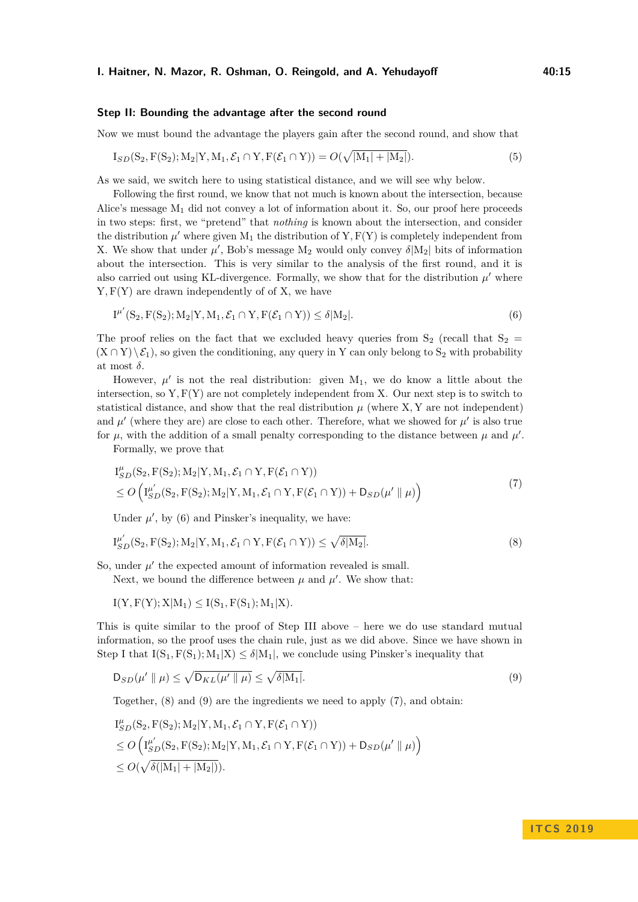### Step II: Bounding the advantage after the second round

Now we must bound the advantage the players gain after the second round, and show that

$$\mathrm{I}_{SD}(\mathrm{S}_2, \mathrm{F}(\mathrm{S}_2); \mathrm{M}_2 | \mathrm{Y}, \mathrm{M}_1, \mathcal{E}_1 \cap \mathrm{Y}, \mathrm{F}(\mathcal{E}_1 \cap \mathrm{Y})) = O(\sqrt{|\mathrm{M}_1| + |\mathrm{M}_2|}). \tag{5}$$

As we said, we switch here to using statistical distance, and we will see why below.

Following the first round, we know that not much is known about the intersection, because Alice's message $\mathrm{M}_1$ did not convey a lot of information about it. So, our proof here proceeds in two steps: first, we "pretend" that *nothing* is known about the intersection, and consider the distribution $\mu'$ where given $\mathrm{M}_1$ the distribution of $\mathrm{Y}, \mathrm{F}(\mathrm{Y})$ is completely independent from $\mathrm{X}$. We show that under $\mu'$, Bob's message $\mathrm{M}_2$ would only convey $\delta|\mathrm{M}_2|$ bits of information about the intersection. This is very similar to the analysis of the first round, and it is also carried out using KL-divergence. Formally, we show that for the distribution $\mu'$ where $\mathrm{Y}, \mathrm{F}(\mathrm{Y})$ are drawn independently of of $\mathrm{X}$, we have

$$\mathrm{I}^{\mu'}(\mathrm{S}_2, \mathrm{F}(\mathrm{S}_2); \mathrm{M}_2 | \mathrm{Y}, \mathrm{M}_1, \mathcal{E}_1 \cap \mathrm{Y}, \mathrm{F}(\mathcal{E}_1 \cap \mathrm{Y})) \leq \delta|\mathrm{M}_2|. \tag{6}$$

The proof relies on the fact that we excluded heavy queries from $\mathrm{S}_2$ (recall that $\mathrm{S}_2 = (\mathrm{X} \cap \mathrm{Y}) \setminus \mathcal{E}_1$), so given the conditioning, any query in $\mathrm{Y}$ can only belong to $\mathrm{S}_2$ with probability at most $\delta$.

However, $\mu'$ is not the real distribution: given $\mathrm{M}_1$, we do know a little about the intersection, so $\mathrm{Y}, \mathrm{F}(\mathrm{Y})$ are not completely independent from $\mathrm{X}$. Our next step is to switch to statistical distance, and show that the real distribution $\mu$ (where $\mathrm{X}, \mathrm{Y}$ are not independent) and $\mu'$ (where they are) are close to each other. Therefore, what we showed for $\mu'$ is also true for $\mu$, with the addition of a small penalty corresponding to the distance between $\mu$ and $\mu'$.

Formally, we prove that

$$\begin{aligned}
&\mathrm{I}^{\mu}_{SD}(\mathrm{S}_2, \mathrm{F}(\mathrm{S}_2); \mathrm{M}_2 | \mathrm{Y}, \mathrm{M}_1, \mathcal{E}_1 \cap \mathrm{Y}, \mathrm{F}(\mathcal{E}_1 \cap \mathrm{Y})) \\
&\leq O\left(\mathrm{I}^{\mu'}_{SD}(\mathrm{S}_2, \mathrm{F}(\mathrm{S}_2); \mathrm{M}_2 | \mathrm{Y}, \mathrm{M}_1, \mathcal{E}_1 \cap \mathrm{Y}, \mathrm{F}(\mathcal{E}_1 \cap \mathrm{Y})) + \mathsf{D}_{SD}(\mu' \parallel \mu)\right)
\end{aligned} \tag{7}$$

Under $\mu'$, by (6) and Pinsker's inequality, we have:

$$\mathrm{I}^{\mu'}_{SD}(\mathrm{S}_2, \mathrm{F}(\mathrm{S}_2); \mathrm{M}_2 | \mathrm{Y}, \mathrm{M}_1, \mathcal{E}_1 \cap \mathrm{Y}, \mathrm{F}(\mathcal{E}_1 \cap \mathrm{Y})) \leq \sqrt{\delta|\mathrm{M}_2|}. \tag{8}$$

So, under $\mu'$ the expected amount of information revealed is small.

Next, we bound the difference between $\mu$ and $\mu'$. We show that:

$$\mathrm{I}(\mathrm{Y}, \mathrm{F}(\mathrm{Y}); \mathrm{X} | \mathrm{M}_1) \leq \mathrm{I}(\mathrm{S}_1, \mathrm{F}(\mathrm{S}_1); \mathrm{M}_1 | \mathrm{X}).$$

This is quite similar to the proof of Step III above – here we do use standard mutual information, so the proof uses the chain rule, just as we did above. Since we have shown in Step I that $\mathrm{I}(\mathrm{S}_1, \mathrm{F}(\mathrm{S}_1); \mathrm{M}_1 | \mathrm{X}) \leq \delta|\mathrm{M}_1|$, we conclude using Pinsker's inequality that

$$\mathsf{D}_{SD}(\mu' \parallel \mu) \leq \sqrt{\mathsf{D}_{KL}(\mu' \parallel \mu)} \leq \sqrt{\delta|\mathrm{M}_1|}. \tag{9}$$

Together, (8) and (9) are the ingredients we need to apply (7), and obtain:

$$\begin{aligned}
&\mathrm{I}^{\mu}_{SD}(\mathrm{S}_2, \mathrm{F}(\mathrm{S}_2); \mathrm{M}_2 | \mathrm{Y}, \mathrm{M}_1, \mathcal{E}_1 \cap \mathrm{Y}, \mathrm{F}(\mathcal{E}_1 \cap \mathrm{Y})) \\
&\leq O\left(\mathrm{I}^{\mu'}_{SD}(\mathrm{S}_2, \mathrm{F}(\mathrm{S}_2); \mathrm{M}_2 | \mathrm{Y}, \mathrm{M}_1, \mathcal{E}_1 \cap \mathrm{Y}, \mathrm{F}(\mathcal{E}_1 \cap \mathrm{Y})) + \mathsf{D}_{SD}(\mu' \parallel \mu)\right) \\
&\leq O(\sqrt{\delta(|\mathrm{M}_1| + |\mathrm{M}_2|)}).
\end{aligned}$$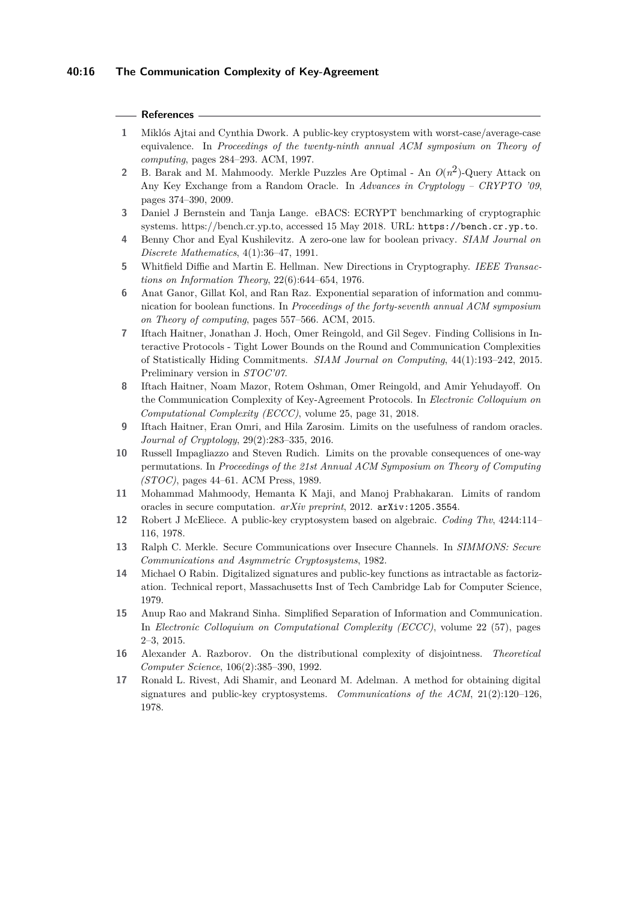## References

1. Miklós Ajtai and Cynthia Dwork. A public-key cryptosystem with worst-case/average-case equivalence. In *Proceedings of the twenty-ninth annual ACM symposium on Theory of computing*, pages 284–293. ACM, 1997.
2. B. Barak and M. Mahmoody. Merkle Puzzles Are Optimal - An $O(n^2)$-Query Attack on Any Key Exchange from a Random Oracle. In *Advances in Cryptology – CRYPTO '09*, pages 374–390, 2009.
3. Daniel J Bernstein and Tanja Lange. eBACS: ECRYPT benchmarking of cryptographic systems. https://bench.cr.yp.to, accessed 15 May 2018. URL: `https://bench.cr.yp.to`.
4. Benny Chor and Eyal Kushilevitz. A zero-one law for boolean privacy. *SIAM Journal on Discrete Mathematics*, 4(1):36–47, 1991.
5. Whitfield Diffie and Martin E. Hellman. New Directions in Cryptography. *IEEE Transactions on Information Theory*, 22(6):644–654, 1976.
6. Anat Ganor, Gillat Kol, and Ran Raz. Exponential separation of information and communication for boolean functions. In *Proceedings of the forty-seventh annual ACM symposium on Theory of computing*, pages 557–566. ACM, 2015.
7. Iftach Haitner, Jonathan J. Hoch, Omer Reingold, and Gil Segev. Finding Collisions in Interactive Protocols - Tight Lower Bounds on the Round and Communication Complexities of Statistically Hiding Commitments. *SIAM Journal on Computing*, 44(1):193–242, 2015. Preliminary version in *STOC'07*.
8. Iftach Haitner, Noam Mazor, Rotem Oshman, Omer Reingold, and Amir Yehudayoff. On the Communication Complexity of Key-Agreement Protocols. In *Electronic Colloquium on Computational Complexity (ECCC)*, volume 25, page 31, 2018.
9. Iftach Haitner, Eran Omri, and Hila Zarosim. Limits on the usefulness of random oracles. *Journal of Cryptology*, 29(2):283–335, 2016.
10. Russell Impagliazzo and Steven Rudich. Limits on the provable consequences of one-way permutations. In *Proceedings of the 21st Annual ACM Symposium on Theory of Computing (STOC)*, pages 44–61. ACM Press, 1989.
11. Mohammad Mahmoody, Hemanta K Maji, and Manoj Prabhakaran. Limits of random oracles in secure computation. *arXiv preprint*, 2012. `arXiv:1205.3554`.
12. Robert J McEliece. A public-key cryptosystem based on algebraic. *Coding Thv*, 4244:114–116, 1978.
13. Ralph C. Merkle. Secure Communications over Insecure Channels. In *SIMMONS: Secure Communications and Asymmetric Cryptosystems*, 1982.
14. Michael O Rabin. Digitalized signatures and public-key functions as intractable as factorization. Technical report, Massachusetts Inst of Tech Cambridge Lab for Computer Science, 1979.
15. Anup Rao and Makrand Sinha. Simplified Separation of Information and Communication. In *Electronic Colloquium on Computational Complexity (ECCC)*, volume 22 (57), pages 2–3, 2015.
16. Alexander A. Razborov. On the distributional complexity of disjointness. *Theoretical Computer Science*, 106(2):385–390, 1992.
17. Ronald L. Rivest, Adi Shamir, and Leonard M. Adelman. A method for obtaining digital signatures and public-key cryptosystems. *Communications of the ACM*, 21(2):120–126, 1978.